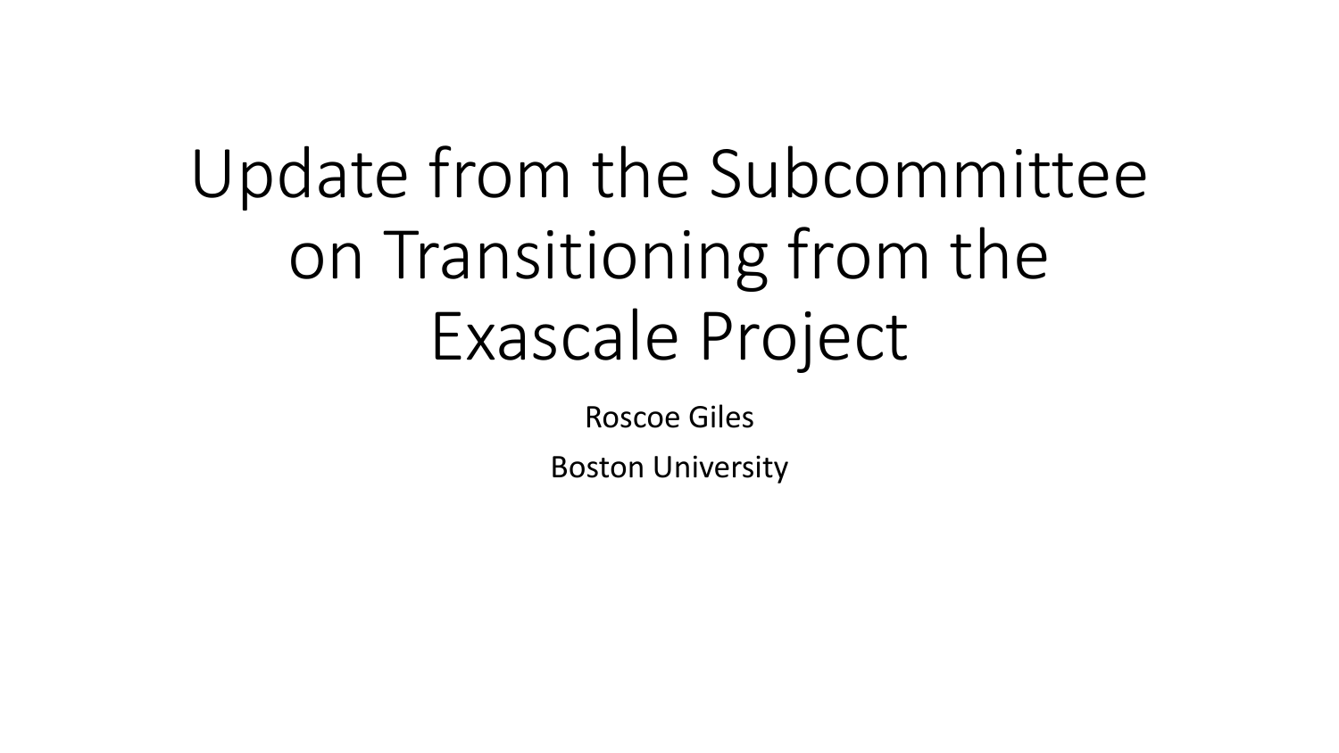# Update from the Subcommittee on Transitioning from the Exascale Project

Roscoe Giles

Boston University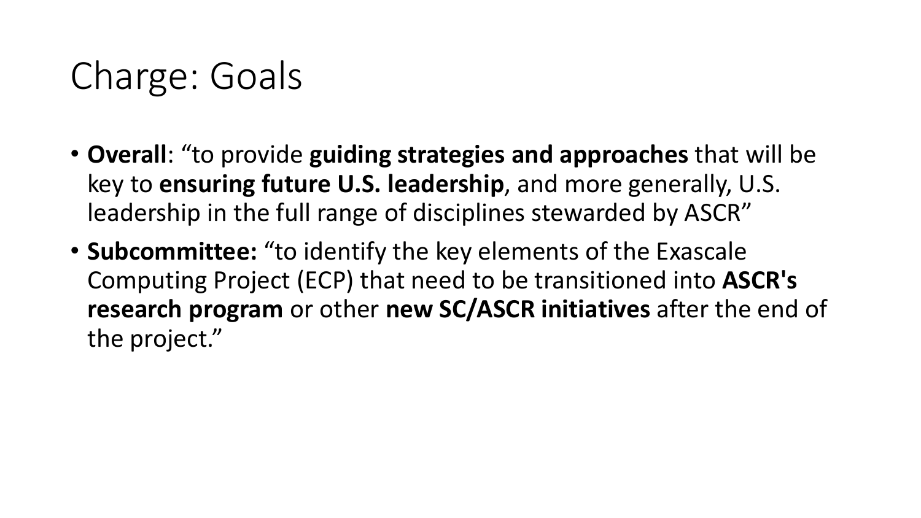# Charge: Goals

- **Overall**: "to provide **guiding strategies and approaches** that will be key to **ensuring future U.S. leadership**, and more generally, U.S. leadership in the full range of disciplines stewarded by ASCR"
- **Subcommittee:** "to identify the key elements of the Exascale Computing Project (ECP) that need to be transitioned into **ASCR's research program** or other **new SC/ASCR initiatives** after the end of the project."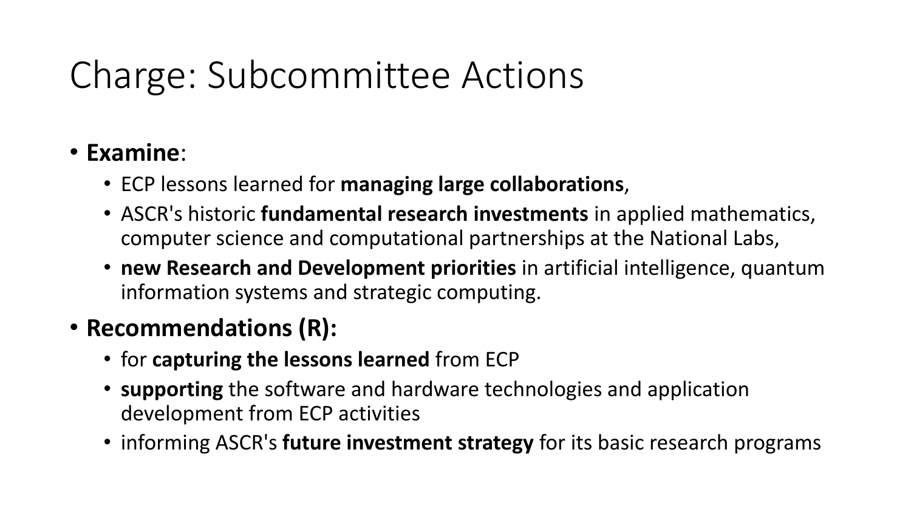# Charge: Subcommittee Actions

- **Examine**:
  - ECP lessons learned for **managing large collaborations**,
  - ASCR's historic **fundamental research investments** in applied mathematics, computer science and computational partnerships at the National Labs,
  - **new Research and Development priorities** in artificial intelligence, quantum information systems and strategic computing.
- **Recommendations (R):**
  - for **capturing the lessons learned** from ECP
  - **supporting** the software and hardware technologies and application development from ECP activities
  - informing ASCR's **future investment strategy** for its basic research programs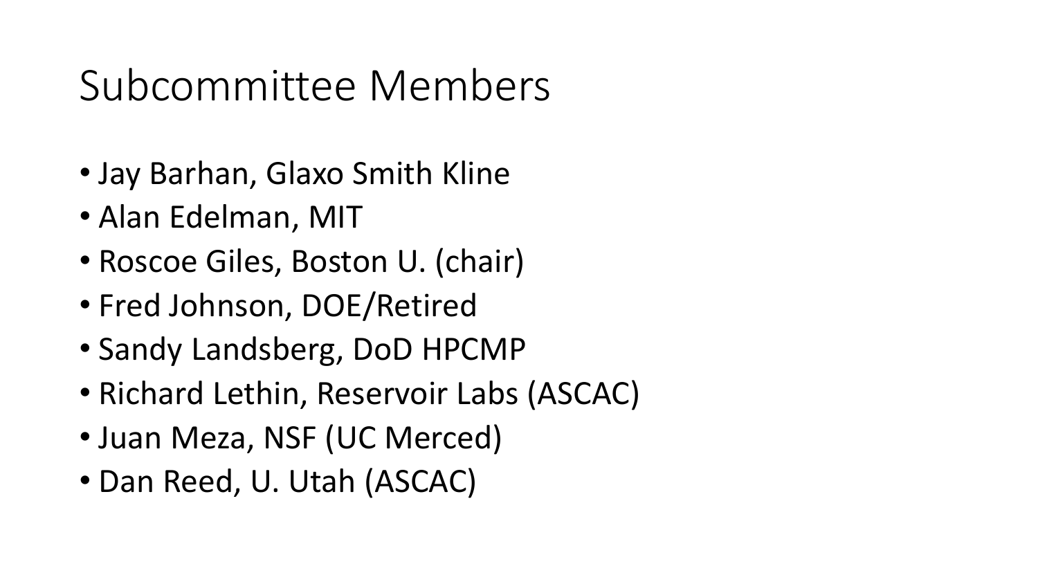# Subcommittee Members

- Jay Barhan, Glaxo Smith Kline
- Alan Edelman, MIT
- Roscoe Giles, Boston U. (chair)
- Fred Johnson, DOE/Retired
- Sandy Landsberg, DoD HPCMP
- Richard Lethin, Reservoir Labs (ASCAC)
- Juan Meza, NSF (UC Merced)
- Dan Reed, U. Utah (ASCAC)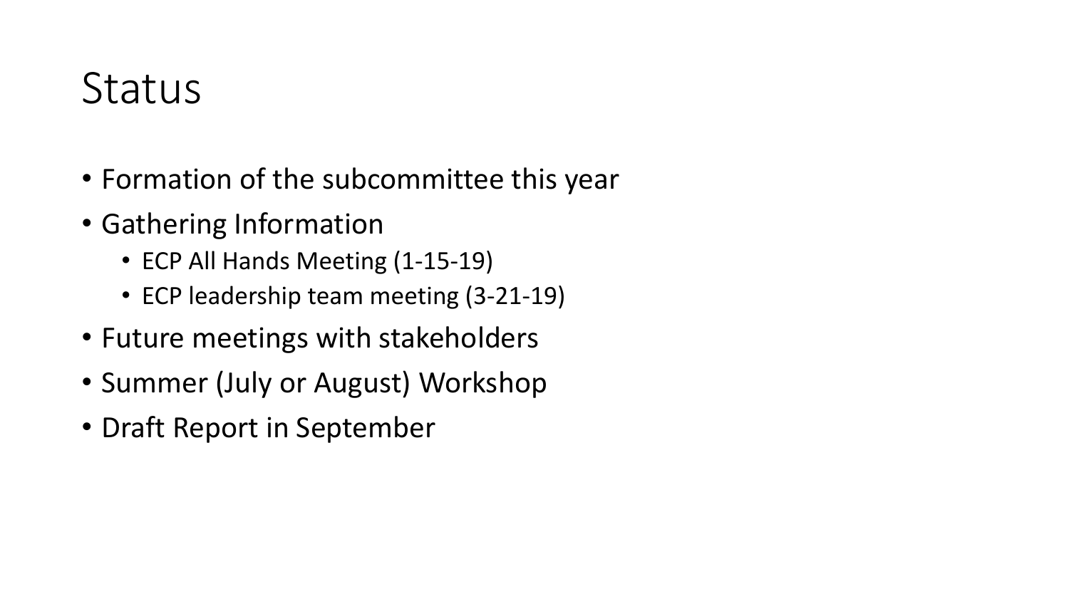# Status

- Formation of the subcommittee this year
- Gathering Information
  - ECP All Hands Meeting (1-15-19)
  - ECP leadership team meeting (3-21-19)
- Future meetings with stakeholders
- Summer (July or August) Workshop
- Draft Report in September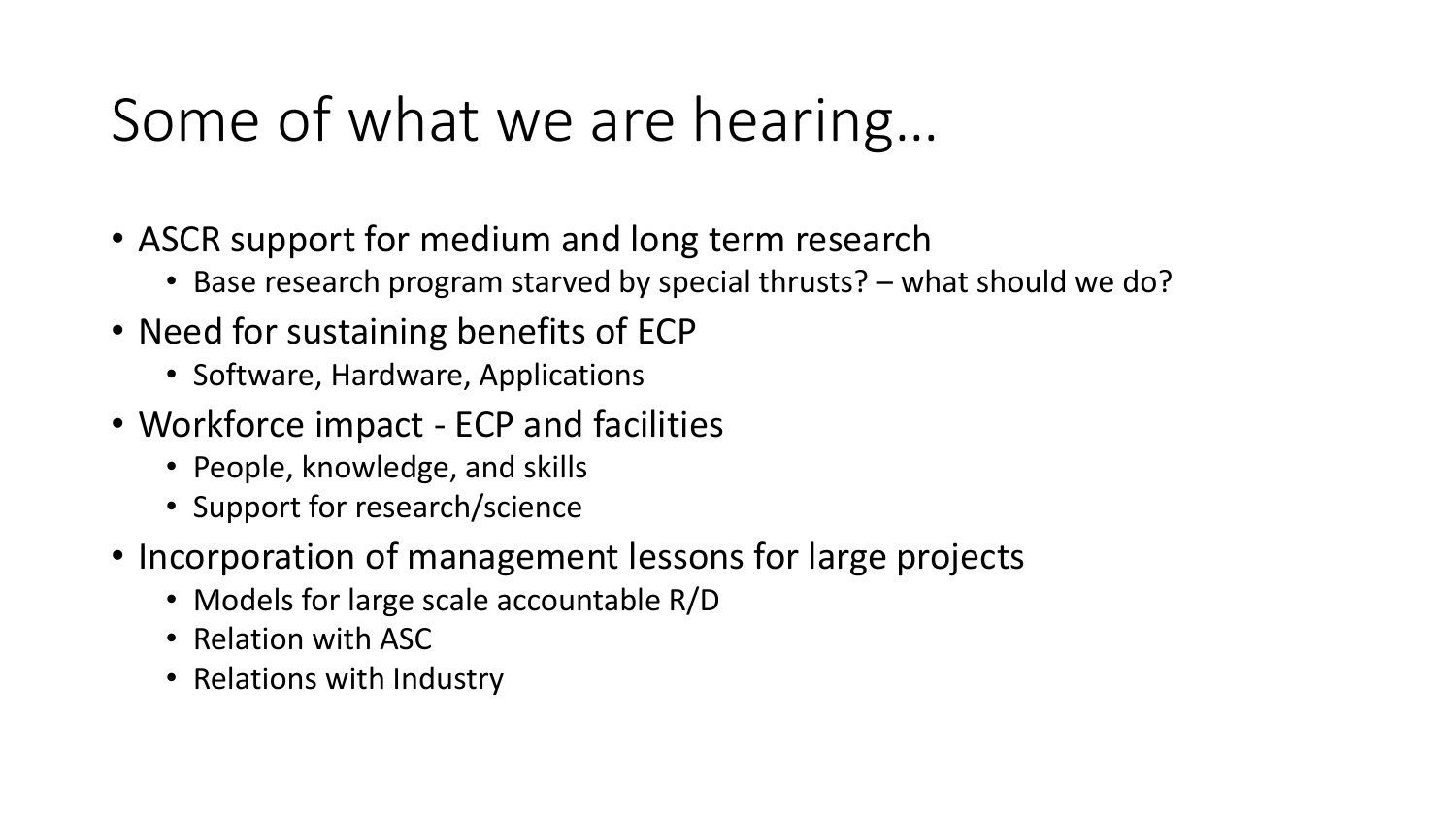# Some of what we are hearing…

- ASCR support for medium and long term research
  - Base research program starved by special thrusts? – what should we do?
- Need for sustaining benefits of ECP
  - Software, Hardware, Applications
- Workforce impact - ECP and facilities
  - People, knowledge, and skills
  - Support for research/science
- Incorporation of management lessons for large projects
  - Models for large scale accountable R/D
  - Relation with ASC
  - Relations with Industry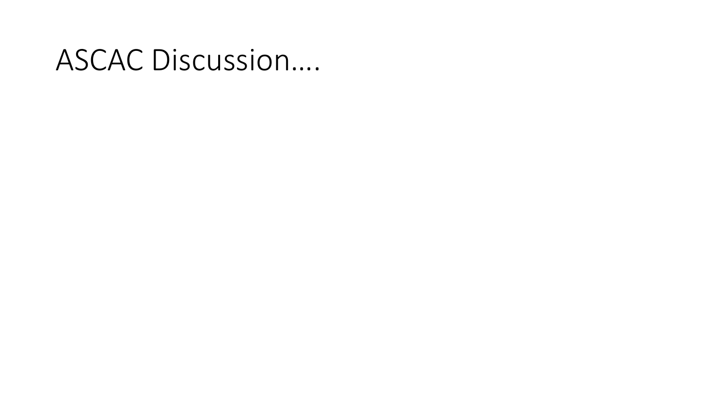# ASCAC Discussion….